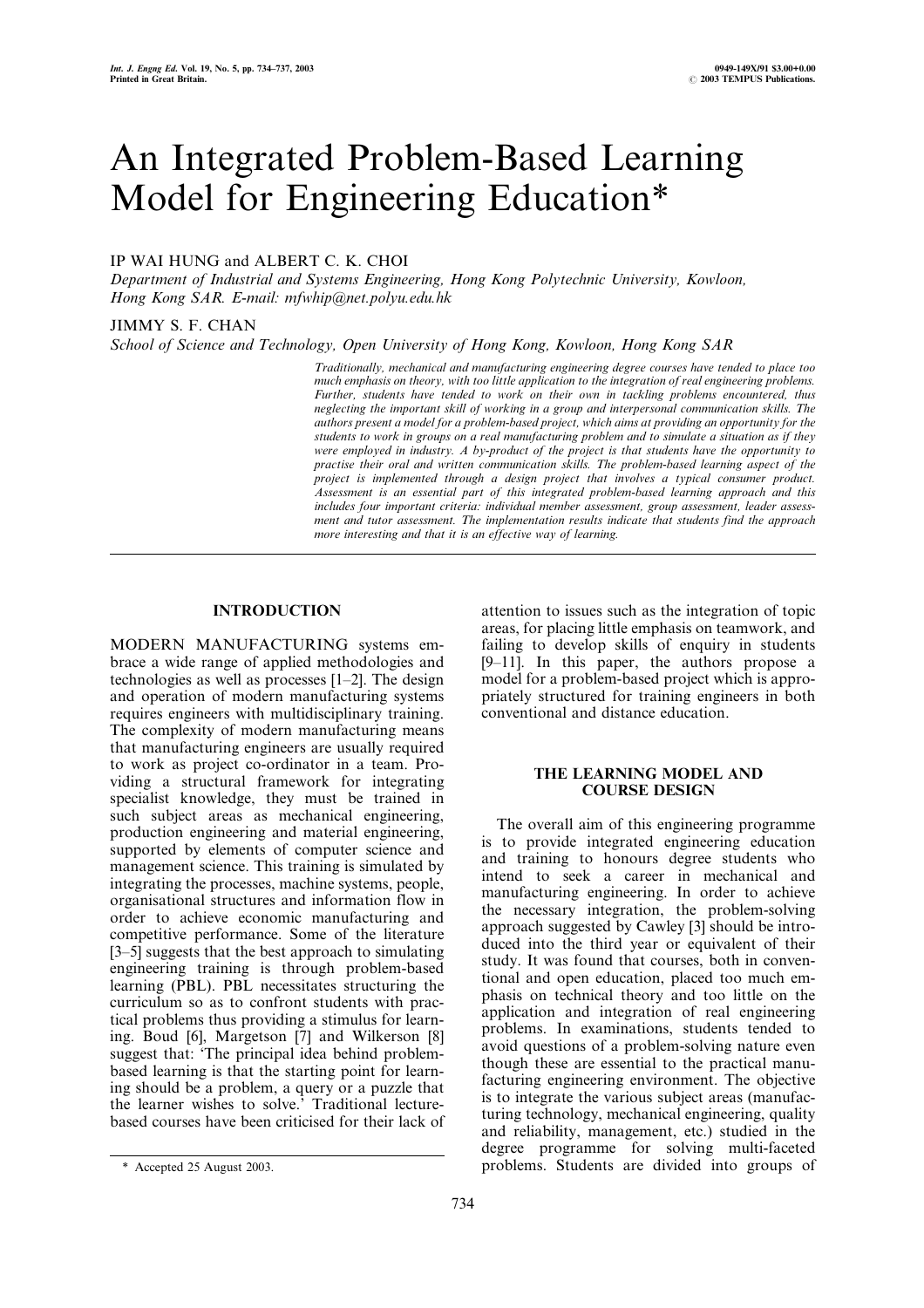# An Integrated Problem-Based Learning Model for Engineering Education*

IP WAI HUNG and ALBERT C. K. CHOI

*Department of Industrial and Systems Engineering, Hong Kong Polytechnic University, Kowloon, Hong Kong SAR. E-mail: mfwhip@net.polyu.edu.hk*

JIMMY S. F. CHAN

*School of Science and Technology, Open University of Hong Kong, Kowloon, Hong Kong SAR*

*Traditionally, mechanical and manufacturing engineering degree courses have tended to place too much emphasis on theory, with too little application to the integration of real engineering problems. Further, students have tended to work on their own in tackling problems encountered, thus neglecting the important skill of working in a group and interpersonal communication skills. The authors present a model for a problem-based project, which aims at providing an opportunity for the students to work in groups on a real manufacturing problem and to simulate a situation as if they were employed in industry. A by-product of the project is that students have the opportunity to practise their oral and written communication skills. The problem-based learning aspect of the project is implemented through a design project that involves a typical consumer product. Assessment is an essential part of this integrated problem-based learning approach and this includes four important criteria: individual member assessment, group assessment, leader assessment and tutor assessment. The implementation results indicate that students find the approach more interesting and that it is an effective way of learning.*

## INTRODUCTION

MODERN MANUFACTURING systems embrace a wide range of applied methodologies and technologies as well as processes [1–2]. The design and operation of modern manufacturing systems requires engineers with multidisciplinary training. The complexity of modern manufacturing means that manufacturing engineers are usually required to work as project co-ordinator in a team. Providing a structural framework for integrating specialist knowledge, they must be trained in such subject areas as mechanical engineering, production engineering and material engineering, supported by elements of computer science and management science. This training is simulated by integrating the processes, machine systems, people, organisational structures and information flow in order to achieve economic manufacturing and competitive performance. Some of the literature [3–5] suggests that the best approach to simulating engineering training is through problem-based learning (PBL). PBL necessitates structuring the curriculum so as to confront students with practical problems thus providing a stimulus for learning. Boud [6], Margetson [7] and Wilkerson [8] suggest that: 'The principal idea behind problem-based learning is that the starting point for learning should be a problem, a query or a puzzle that the learner wishes to solve.' Traditional lecture-based courses have been criticised for their lack of attention to issues such as the integration of topic areas, for placing little emphasis on teamwork, and failing to develop skills of enquiry in students [9–11]. In this paper, the authors propose a model for a problem-based project which is appropriately structured for training engineers in both conventional and distance education.

## THE LEARNING MODEL AND COURSE DESIGN

The overall aim of this engineering programme is to provide integrated engineering education and training to honours degree students who intend to seek a career in mechanical and manufacturing engineering. In order to achieve the necessary integration, the problem-solving approach suggested by Cawley [3] should be introduced into the third year or equivalent of their study. It was found that courses, both in conventional and open education, placed too much emphasis on technical theory and too little on the application and integration of real engineering problems. In examinations, students tended to avoid questions of a problem-solving nature even though these are essential to the practical manufacturing engineering environment. The objective is to integrate the various subject areas (manufacturing technology, mechanical engineering, quality and reliability, management, etc.) studied in the degree programme for solving multi-faceted problems. Students are divided into groups of

\* Accepted 25 August 2003.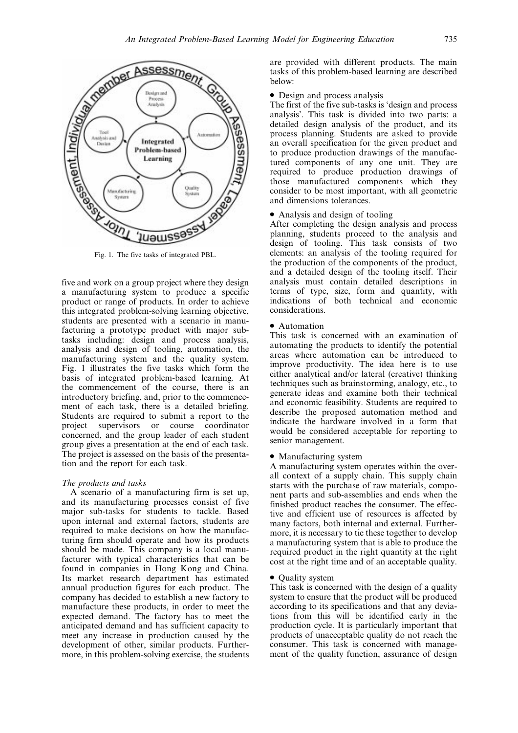Fig. 1. The five tasks of integrated PBL.

five and work on a group project where they design a manufacturing system to produce a specific product or range of products. In order to achieve this integrated problem-solving learning objective, students are presented with a scenario in manufacturing a prototype product with major subtasks including: design and process analysis, analysis and design of tooling, automation, the manufacturing system and the quality system. Fig. 1 illustrates the five tasks which form the basis of integrated problem-based learning. At the commencement of the course, there is an introductory briefing, and, prior to the commencement of each task, there is a detailed briefing. Students are required to submit a report to the project supervisors or course coordinator concerned, and the group leader of each student group gives a presentation at the end of each task. The project is assessed on the basis of the presentation and the report for each task.

*The products and tasks*

A scenario of a manufacturing firm is set up, and its manufacturing processes consist of five major sub-tasks for students to tackle. Based upon internal and external factors, students are required to make decisions on how the manufacturing firm should operate and how its products should be made. This company is a local manufacturer with typical characteristics that can be found in companies in Hong Kong and China. Its market research department has estimated annual production figures for each product. The company has decided to establish a new factory to manufacture these products, in order to meet the expected demand. The factory has to meet the anticipated demand and has sufficient capacity to meet any increase in production caused by the development of other, similar products. Furthermore, in this problem-solving exercise, the students are provided with different products. The main tasks of this problem-based learning are described below:

- Design and process analysis

The first of the five sub-tasks is 'design and process analysis'. This task is divided into two parts: a detailed design analysis of the product, and its process planning. Students are asked to provide an overall specification for the given product and to produce production drawings of the manufactured components of any one unit. They are required to produce production drawings of those manufactured components which they consider to be most important, with all geometric and dimensions tolerances.

- Analysis and design of tooling

After completing the design analysis and process planning, students proceed to the analysis and design of tooling. This task consists of two elements: an analysis of the tooling required for the production of the components of the product, and a detailed design of the tooling itself. Their analysis must contain detailed descriptions in terms of type, size, form and quantity, with indications of both technical and economic considerations.

- Automation

This task is concerned with an examination of automating the products to identify the potential areas where automation can be introduced to improve productivity. The idea here is to use either analytical and/or lateral (creative) thinking techniques such as brainstorming, analogy, etc., to generate ideas and examine both their technical and economic feasibility. Students are required to describe the proposed automation method and indicate the hardware involved in a form that would be considered acceptable for reporting to senior management.

- Manufacturing system

A manufacturing system operates within the overall context of a supply chain. This supply chain starts with the purchase of raw materials, component parts and sub-assemblies and ends when the finished product reaches the consumer. The effective and efficient use of resources is affected by many factors, both internal and external. Furthermore, it is necessary to tie these together to develop a manufacturing system that is able to produce the required product in the right quantity at the right cost at the right time and of an acceptable quality.

- Quality system

This task is concerned with the design of a quality system to ensure that the product will be produced according to its specifications and that any deviations from this will be identified early in the production cycle. It is particularly important that products of unacceptable quality do not reach the consumer. This task is concerned with management of the quality function, assurance of design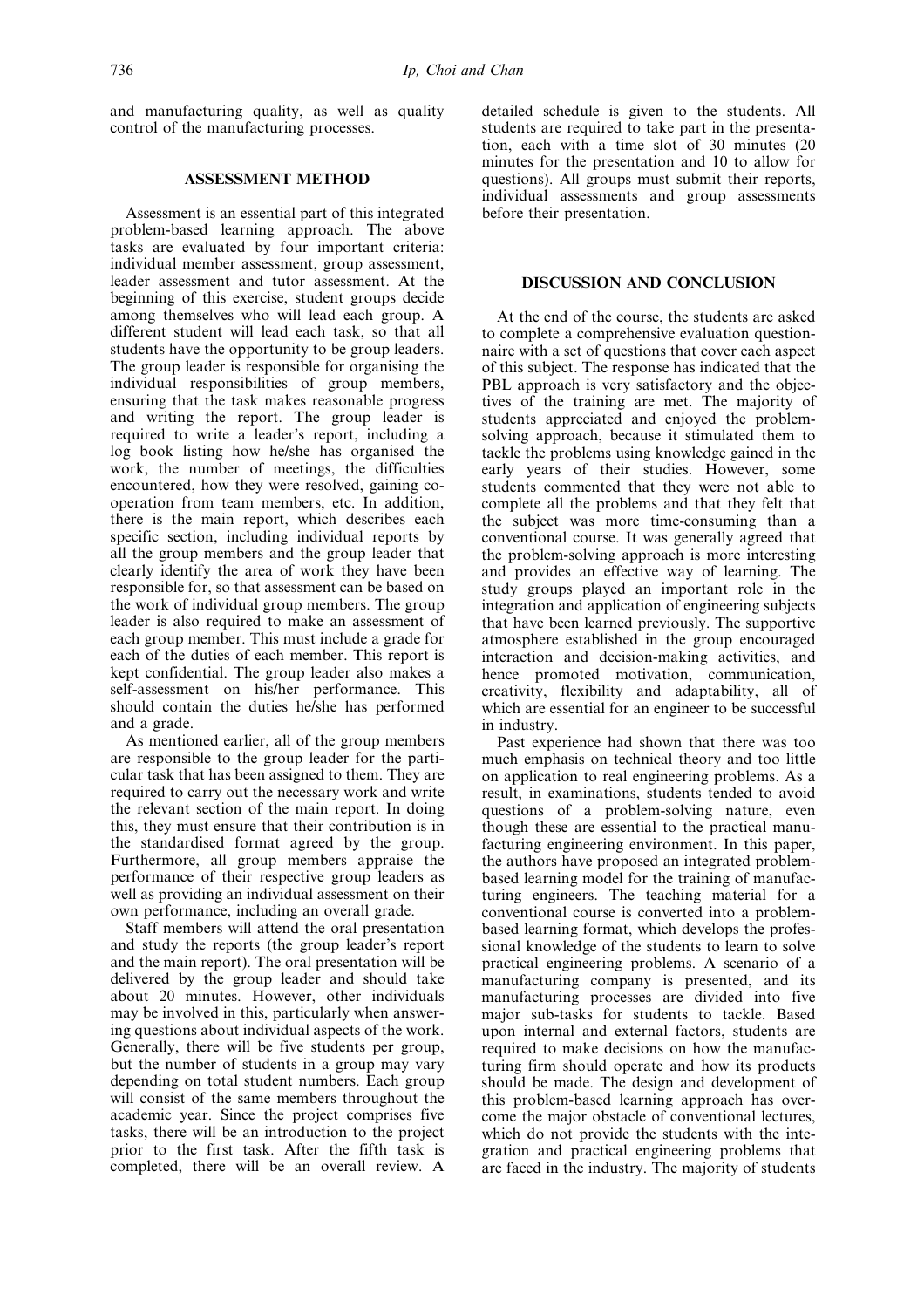and manufacturing quality, as well as quality control of the manufacturing processes.

## ASSESSMENT METHOD

Assessment is an essential part of this integrated problem-based learning approach. The above tasks are evaluated by four important criteria: individual member assessment, group assessment, leader assessment and tutor assessment. At the beginning of this exercise, student groups decide among themselves who will lead each group. A different student will lead each task, so that all students have the opportunity to be group leaders. The group leader is responsible for organising the individual responsibilities of group members, ensuring that the task makes reasonable progress and writing the report. The group leader is required to write a leader's report, including a log book listing how he/she has organised the work, the number of meetings, the difficulties encountered, how they were resolved, gaining co-operation from team members, etc. In addition, there is the main report, which describes each specific section, including individual reports by all the group members and the group leader that clearly identify the area of work they have been responsible for, so that assessment can be based on the work of individual group members. The group leader is also required to make an assessment of each group member. This must include a grade for each of the duties of each member. This report is kept confidential. The group leader also makes a self-assessment on his/her performance. This should contain the duties he/she has performed and a grade.

As mentioned earlier, all of the group members are responsible to the group leader for the particular task that has been assigned to them. They are required to carry out the necessary work and write the relevant section of the main report. In doing this, they must ensure that their contribution is in the standardised format agreed by the group. Furthermore, all group members appraise the performance of their respective group leaders as well as providing an individual assessment on their own performance, including an overall grade.

Staff members will attend the oral presentation and study the reports (the group leader's report and the main report). The oral presentation will be delivered by the group leader and should take about 20 minutes. However, other individuals may be involved in this, particularly when answering questions about individual aspects of the work. Generally, there will be five students per group, but the number of students in a group may vary depending on total student numbers. Each group will consist of the same members throughout the academic year. Since the project comprises five tasks, there will be an introduction to the project prior to the first task. After the fifth task is completed, there will be an overall review. A detailed schedule is given to the students. All students are required to take part in the presentation, each with a time slot of 30 minutes (20 minutes for the presentation and 10 to allow for questions). All groups must submit their reports, individual assessments and group assessments before their presentation.

## DISCUSSION AND CONCLUSION

At the end of the course, the students are asked to complete a comprehensive evaluation questionnaire with a set of questions that cover each aspect of this subject. The response has indicated that the PBL approach is very satisfactory and the objectives of the training are met. The majority of students appreciated and enjoyed the problem-solving approach, because it stimulated them to tackle the problems using knowledge gained in the early years of their studies. However, some students commented that they were not able to complete all the problems and that they felt that the subject was more time-consuming than a conventional course. It was generally agreed that the problem-solving approach is more interesting and provides an effective way of learning. The study groups played an important role in the integration and application of engineering subjects that have been learned previously. The supportive atmosphere established in the group encouraged interaction and decision-making activities, and hence promoted motivation, communication, creativity, flexibility and adaptability, all of which are essential for an engineer to be successful in industry.

Past experience had shown that there was too much emphasis on technical theory and too little on application to real engineering problems. As a result, in examinations, students tended to avoid questions of a problem-solving nature, even though these are essential to the practical manufacturing engineering environment. In this paper, the authors have proposed an integrated problem-based learning model for the training of manufacturing engineers. The teaching material for a conventional course is converted into a problem-based learning format, which develops the professional knowledge of the students to learn to solve practical engineering problems. A scenario of a manufacturing company is presented, and its manufacturing processes are divided into five major sub-tasks for students to tackle. Based upon internal and external factors, students are required to make decisions on how the manufacturing firm should operate and how its products should be made. The design and development of this problem-based learning approach has overcome the major obstacle of conventional lectures, which do not provide the students with the integration and practical engineering problems that are faced in the industry. The majority of students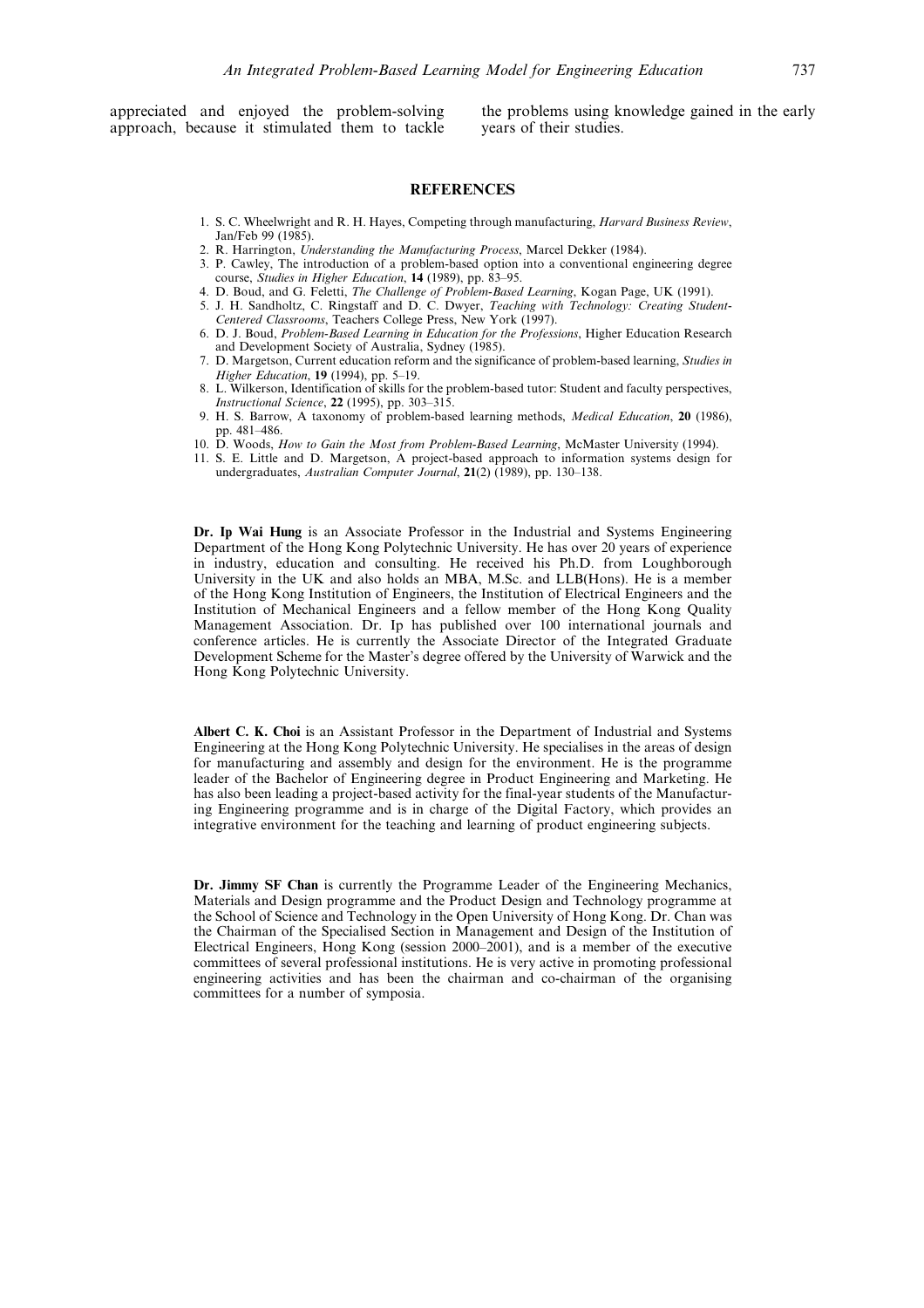appreciated and enjoyed the problem-solving approach, because it stimulated them to tackle the problems using knowledge gained in the early years of their studies.

## REFERENCES

1. S. C. Wheelwright and R. H. Hayes, Competing through manufacturing, *Harvard Business Review*, Jan/Feb 99 (1985).
2. R. Harrington, *Understanding the Manufacturing Process*, Marcel Dekker (1984).
3. P. Cawley, The introduction of a problem-based option into a conventional engineering degree course, *Studies in Higher Education*, **14** (1989), pp. 83–95.
4. D. Boud, and G. Feletti, *The Challenge of Problem-Based Learning*, Kogan Page, UK (1991).
5. J. H. Sandholtz, C. Ringstaff and D. C. Dwyer, *Teaching with Technology: Creating Student-Centered Classrooms*, Teachers College Press, New York (1997).
6. D. J. Boud, *Problem-Based Learning in Education for the Professions*, Higher Education Research and Development Society of Australia, Sydney (1985).
7. D. Margetson, Current education reform and the significance of problem-based learning, *Studies in Higher Education*, **19** (1994), pp. 5–19.
8. L. Wilkerson, Identification of skills for the problem-based tutor: Student and faculty perspectives, *Instructional Science*, **22** (1995), pp. 303–315.
9. H. S. Barrow, A taxonomy of problem-based learning methods, *Medical Education*, **20** (1986), pp. 481–486.
10. D. Woods, *How to Gain the Most from Problem-Based Learning*, McMaster University (1994).
11. S. E. Little and D. Margetson, A project-based approach to information systems design for undergraduates, *Australian Computer Journal*, **21**(2) (1989), pp. 130–138.

**Dr. Ip Wai Hung** is an Associate Professor in the Industrial and Systems Engineering Department of the Hong Kong Polytechnic University. He has over 20 years of experience in industry, education and consulting. He received his Ph.D. from Loughborough University in the UK and also holds an MBA, M.Sc. and LLB(Hons). He is a member of the Hong Kong Institution of Engineers, the Institution of Electrical Engineers and the Institution of Mechanical Engineers and a fellow member of the Hong Kong Quality Management Association. Dr. Ip has published over 100 international journals and conference articles. He is currently the Associate Director of the Integrated Graduate Development Scheme for the Master's degree offered by the University of Warwick and the Hong Kong Polytechnic University.

**Albert C. K. Choi** is an Assistant Professor in the Department of Industrial and Systems Engineering at the Hong Kong Polytechnic University. He specialises in the areas of design for manufacturing and assembly and design for the environment. He is the programme leader of the Bachelor of Engineering degree in Product Engineering and Marketing. He has also been leading a project-based activity for the final-year students of the Manufacturing Engineering programme and is in charge of the Digital Factory, which provides an integrative environment for the teaching and learning of product engineering subjects.

**Dr. Jimmy SF Chan** is currently the Programme Leader of the Engineering Mechanics, Materials and Design programme and the Product Design and Technology programme at the School of Science and Technology in the Open University of Hong Kong. Dr. Chan was the Chairman of the Specialised Section in Management and Design of the Institution of Electrical Engineers, Hong Kong (session 2000–2001), and is a member of the executive committees of several professional institutions. He is very active in promoting professional engineering activities and has been the chairman and co-chairman of the organising committees for a number of symposia.